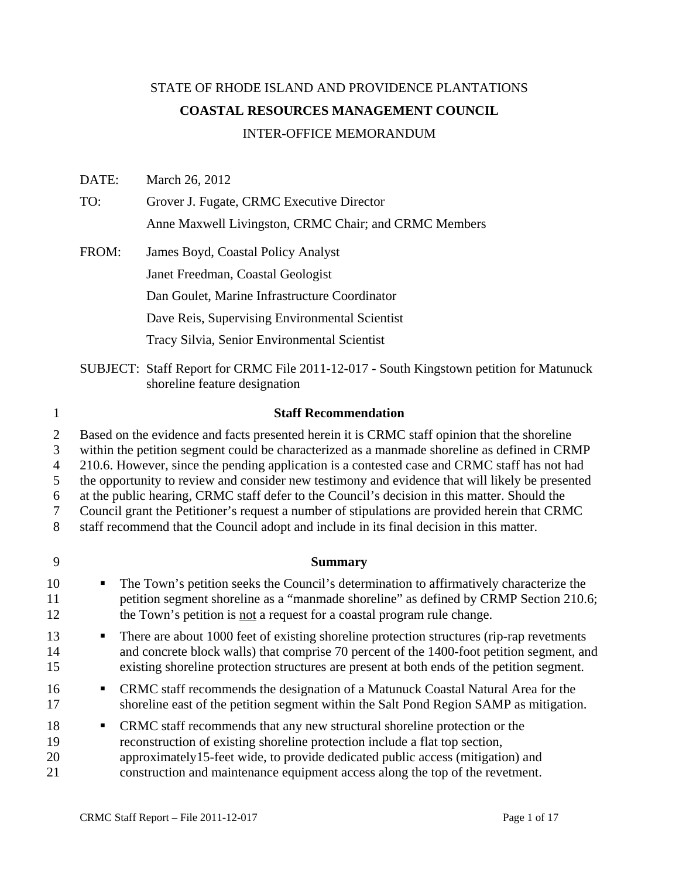STATE OF RHODE ISLAND AND PROVIDENCE PLANTATIONS

**COASTAL RESOURCES MANAGEMENT COUNCIL**

INTER-OFFICE MEMORANDUM

DATE: March 26, 2012

TO: Grover J. Fugate, CRMC Executive Director

Anne Maxwell Livingston, CRMC Chair; and CRMC Members

FROM: James Boyd, Coastal Policy Analyst

Janet Freedman, Coastal Geologist

Dan Goulet, Marine Infrastructure Coordinator

Dave Reis, Supervising Environmental Scientist

Tracy Silvia, Senior Environmental Scientist

SUBJECT: Staff Report for CRMC File 2011-12-017 - South Kingstown petition for Matunuck shoreline feature designation

## Staff Recommendation

Based on the evidence and facts presented herein it is CRMC staff opinion that the shoreline within the petition segment could be characterized as a manmade shoreline as defined in CRMP 210.6. However, since the pending application is a contested case and CRMC staff has not had the opportunity to review and consider new testimony and evidence that will likely be presented at the public hearing, CRMC staff defer to the Council's decision in this matter. Should the Council grant the Petitioner's request a number of stipulations are provided herein that CRMC staff recommend that the Council adopt and include in its final decision in this matter.

## Summary

- The Town's petition seeks the Council's determination to affirmatively characterize the petition segment shoreline as a "manmade shoreline" as defined by CRMP Section 210.6; the Town's petition is not a request for a coastal program rule change.
- There are about 1000 feet of existing shoreline protection structures (rip-rap revetments and concrete block walls) that comprise 70 percent of the 1400-foot petition segment, and existing shoreline protection structures are present at both ends of the petition segment.
- CRMC staff recommends the designation of a Matunuck Coastal Natural Area for the shoreline east of the petition segment within the Salt Pond Region SAMP as mitigation.
- CRMC staff recommends that any new structural shoreline protection or the reconstruction of existing shoreline protection include a flat top section, approximately15-feet wide, to provide dedicated public access (mitigation) and construction and maintenance equipment access along the top of the revetment.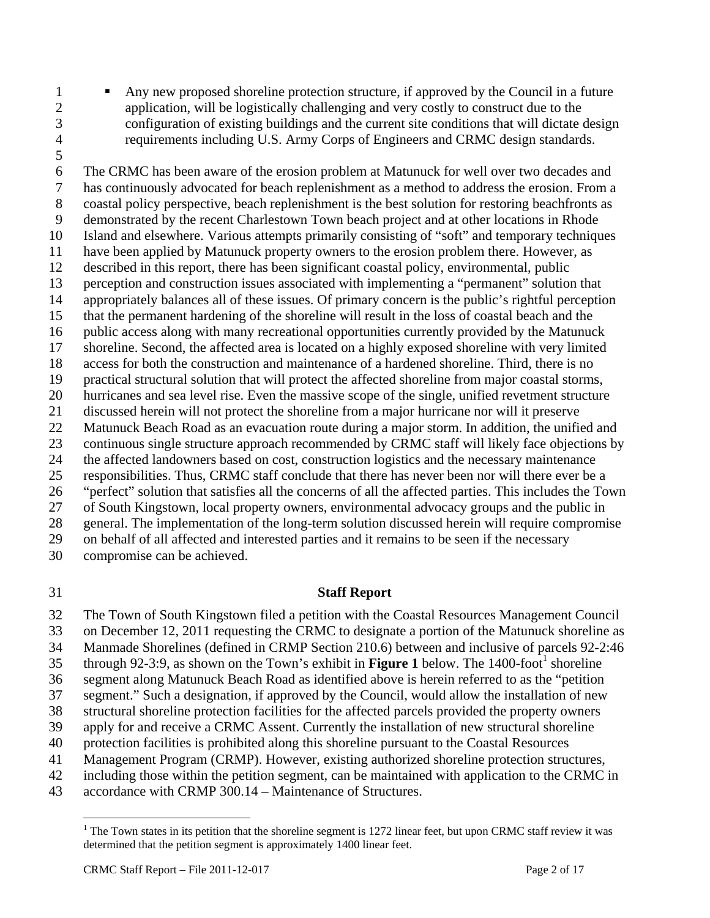- Any new proposed shoreline protection structure, if approved by the Council in a future application, will be logistically challenging and very costly to construct due to the configuration of existing buildings and the current site conditions that will dictate design requirements including U.S. Army Corps of Engineers and CRMC design standards.

The CRMC has been aware of the erosion problem at Matunuck for well over two decades and has continuously advocated for beach replenishment as a method to address the erosion. From a coastal policy perspective, beach replenishment is the best solution for restoring beachfronts as demonstrated by the recent Charlestown Town beach project and at other locations in Rhode Island and elsewhere. Various attempts primarily consisting of "soft" and temporary techniques have been applied by Matunuck property owners to the erosion problem there. However, as described in this report, there has been significant coastal policy, environmental, public perception and construction issues associated with implementing a "permanent" solution that appropriately balances all of these issues. Of primary concern is the public's rightful perception that the permanent hardening of the shoreline will result in the loss of coastal beach and the public access along with many recreational opportunities currently provided by the Matunuck shoreline. Second, the affected area is located on a highly exposed shoreline with very limited access for both the construction and maintenance of a hardened shoreline. Third, there is no practical structural solution that will protect the affected shoreline from major coastal storms, hurricanes and sea level rise. Even the massive scope of the single, unified revetment structure discussed herein will not protect the shoreline from a major hurricane nor will it preserve Matunuck Beach Road as an evacuation route during a major storm. In addition, the unified and continuous single structure approach recommended by CRMC staff will likely face objections by the affected landowners based on cost, construction logistics and the necessary maintenance responsibilities. Thus, CRMC staff conclude that there has never been nor will there ever be a "perfect" solution that satisfies all the concerns of all the affected parties. This includes the Town of South Kingstown, local property owners, environmental advocacy groups and the public in general. The implementation of the long-term solution discussed herein will require compromise on behalf of all affected and interested parties and it remains to be seen if the necessary compromise can be achieved.

## Staff Report

The Town of South Kingstown filed a petition with the Coastal Resources Management Council on December 12, 2011 requesting the CRMC to designate a portion of the Matunuck shoreline as Manmade Shorelines (defined in CRMP Section 210.6) between and inclusive of parcels 92-2:46 through 92-3:9, as shown on the Town's exhibit in **Figure 1** below. The 1400-foot[1] shoreline segment along Matunuck Beach Road as identified above is herein referred to as the "petition segment." Such a designation, if approved by the Council, would allow the installation of new structural shoreline protection facilities for the affected parcels provided the property owners apply for and receive a CRMC Assent. Currently the installation of new structural shoreline protection facilities is prohibited along this shoreline pursuant to the Coastal Resources Management Program (CRMP). However, existing authorized shoreline protection structures, including those within the petition segment, can be maintained with application to the CRMC in accordance with CRMP 300.14 – Maintenance of Structures.

[1] The Town states in its petition that the shoreline segment is 1272 linear feet, but upon CRMC staff review it was determined that the petition segment is approximately 1400 linear feet.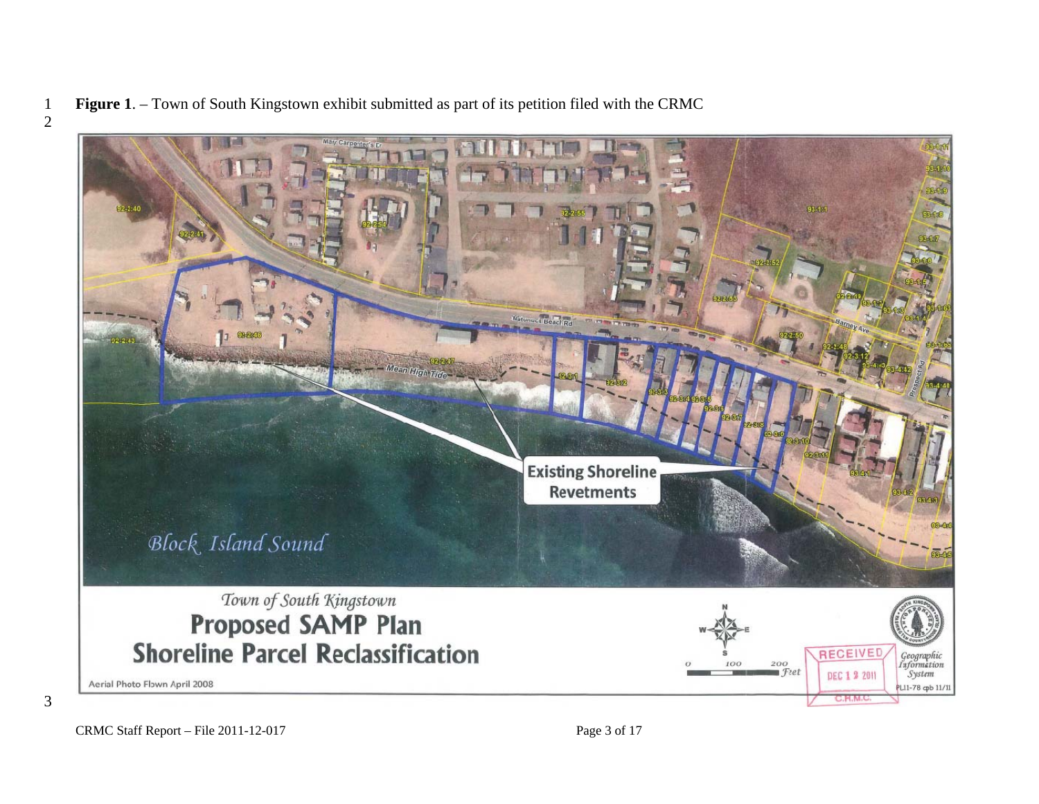**Figure 1**. – Town of South Kingstown exhibit submitted as part of its petition filed with the CRMC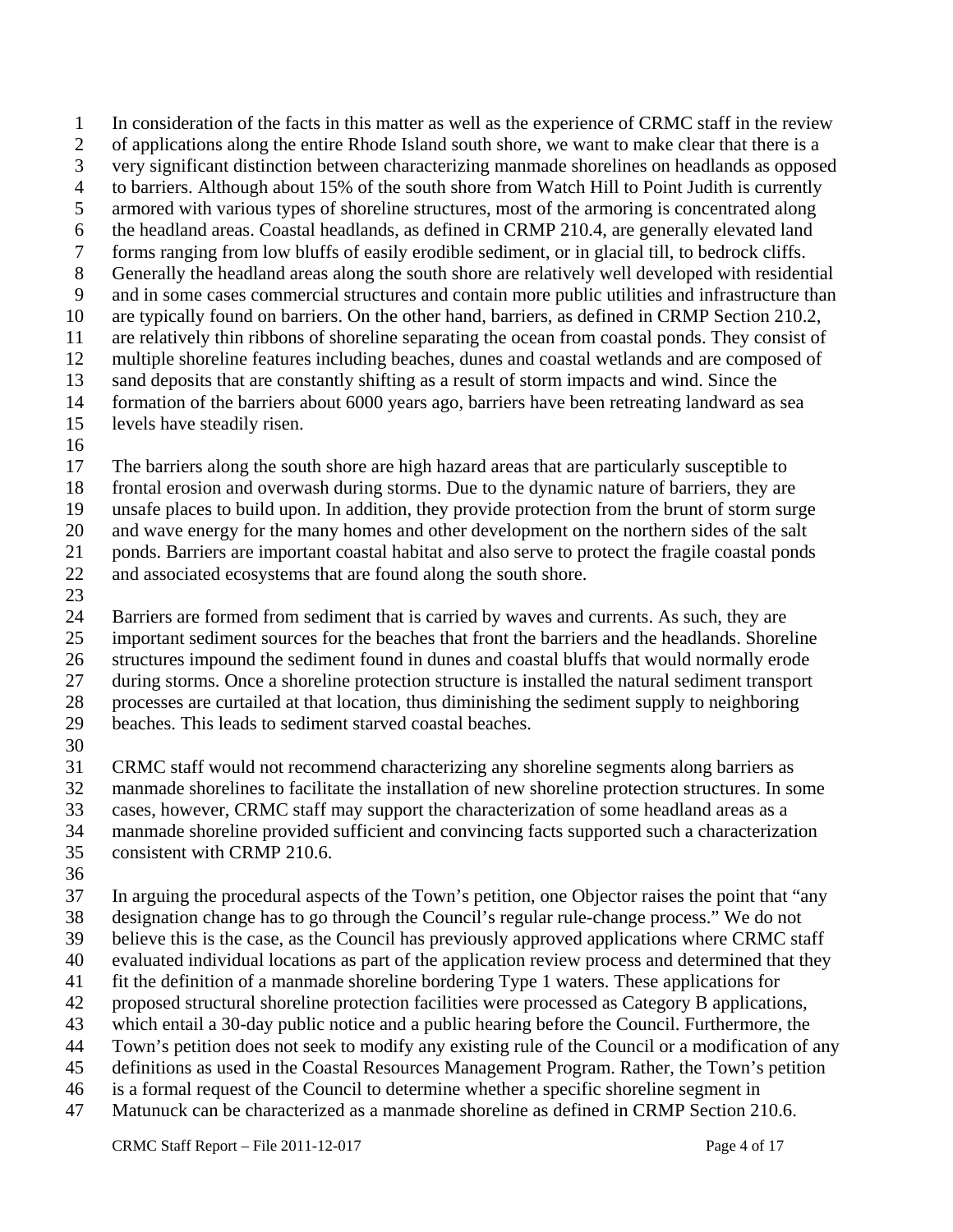In consideration of the facts in this matter as well as the experience of CRMC staff in the review of applications along the entire Rhode Island south shore, we want to make clear that there is a very significant distinction between characterizing manmade shorelines on headlands as opposed to barriers. Although about 15% of the south shore from Watch Hill to Point Judith is currently armored with various types of shoreline structures, most of the armoring is concentrated along the headland areas. Coastal headlands, as defined in CRMP 210.4, are generally elevated land forms ranging from low bluffs of easily erodible sediment, or in glacial till, to bedrock cliffs. Generally the headland areas along the south shore are relatively well developed with residential and in some cases commercial structures and contain more public utilities and infrastructure than are typically found on barriers. On the other hand, barriers, as defined in CRMP Section 210.2, are relatively thin ribbons of shoreline separating the ocean from coastal ponds. They consist of multiple shoreline features including beaches, dunes and coastal wetlands and are composed of sand deposits that are constantly shifting as a result of storm impacts and wind. Since the formation of the barriers about 6000 years ago, barriers have been retreating landward as sea levels have steadily risen.

The barriers along the south shore are high hazard areas that are particularly susceptible to frontal erosion and overwash during storms. Due to the dynamic nature of barriers, they are unsafe places to build upon. In addition, they provide protection from the brunt of storm surge and wave energy for the many homes and other development on the northern sides of the salt ponds. Barriers are important coastal habitat and also serve to protect the fragile coastal ponds and associated ecosystems that are found along the south shore.

Barriers are formed from sediment that is carried by waves and currents. As such, they are important sediment sources for the beaches that front the barriers and the headlands. Shoreline structures impound the sediment found in dunes and coastal bluffs that would normally erode during storms. Once a shoreline protection structure is installed the natural sediment transport processes are curtailed at that location, thus diminishing the sediment supply to neighboring beaches. This leads to sediment starved coastal beaches.

CRMC staff would not recommend characterizing any shoreline segments along barriers as manmade shorelines to facilitate the installation of new shoreline protection structures. In some cases, however, CRMC staff may support the characterization of some headland areas as a manmade shoreline provided sufficient and convincing facts supported such a characterization consistent with CRMP 210.6.

In arguing the procedural aspects of the Town's petition, one Objector raises the point that "any designation change has to go through the Council's regular rule-change process." We do not believe this is the case, as the Council has previously approved applications where CRMC staff evaluated individual locations as part of the application review process and determined that they fit the definition of a manmade shoreline bordering Type 1 waters. These applications for proposed structural shoreline protection facilities were processed as Category B applications, which entail a 30-day public notice and a public hearing before the Council. Furthermore, the Town's petition does not seek to modify any existing rule of the Council or a modification of any definitions as used in the Coastal Resources Management Program. Rather, the Town's petition is a formal request of the Council to determine whether a specific shoreline segment in Matunuck can be characterized as a manmade shoreline as defined in CRMP Section 210.6.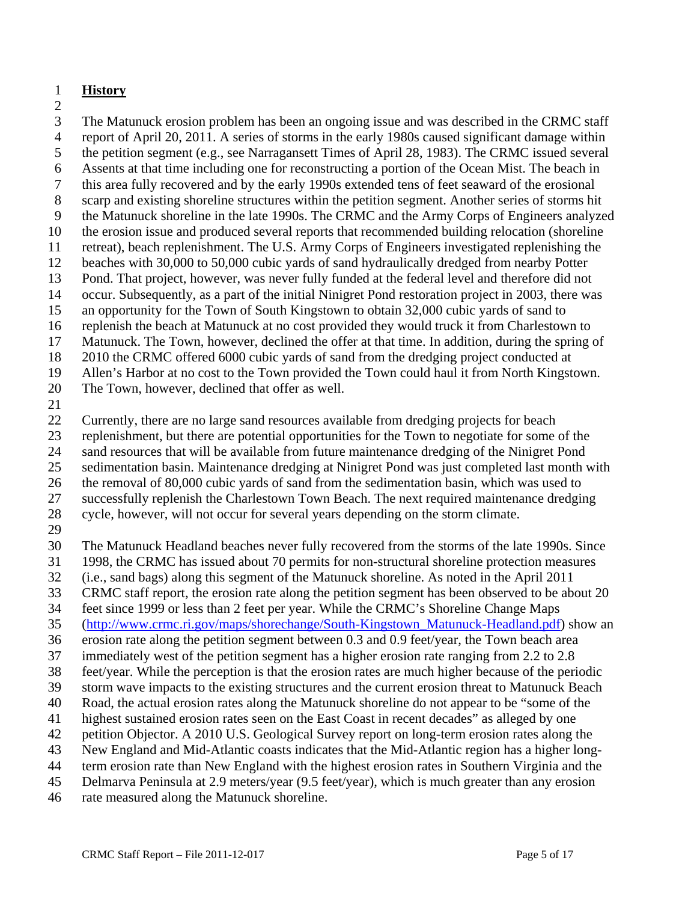## History

The Matunuck erosion problem has been an ongoing issue and was described in the CRMC staff report of April 20, 2011. A series of storms in the early 1980s caused significant damage within the petition segment (e.g., see Narragansett Times of April 28, 1983). The CRMC issued several Assents at that time including one for reconstructing a portion of the Ocean Mist. The beach in this area fully recovered and by the early 1990s extended tens of feet seaward of the erosional scarp and existing shoreline structures within the petition segment. Another series of storms hit the Matunuck shoreline in the late 1990s. The CRMC and the Army Corps of Engineers analyzed the erosion issue and produced several reports that recommended building relocation (shoreline retreat), beach replenishment. The U.S. Army Corps of Engineers investigated replenishing the beaches with 30,000 to 50,000 cubic yards of sand hydraulically dredged from nearby Potter Pond. That project, however, was never fully funded at the federal level and therefore did not occur. Subsequently, as a part of the initial Ninigret Pond restoration project in 2003, there was an opportunity for the Town of South Kingstown to obtain 32,000 cubic yards of sand to replenish the beach at Matunuck at no cost provided they would truck it from Charlestown to Matunuck. The Town, however, declined the offer at that time. In addition, during the spring of 2010 the CRMC offered 6000 cubic yards of sand from the dredging project conducted at Allen's Harbor at no cost to the Town provided the Town could haul it from North Kingstown. The Town, however, declined that offer as well.

Currently, there are no large sand resources available from dredging projects for beach replenishment, but there are potential opportunities for the Town to negotiate for some of the sand resources that will be available from future maintenance dredging of the Ninigret Pond sedimentation basin. Maintenance dredging at Ninigret Pond was just completed last month with the removal of 80,000 cubic yards of sand from the sedimentation basin, which was used to successfully replenish the Charlestown Town Beach. The next required maintenance dredging cycle, however, will not occur for several years depending on the storm climate.

The Matunuck Headland beaches never fully recovered from the storms of the late 1990s. Since 1998, the CRMC has issued about 70 permits for non-structural shoreline protection measures (i.e., sand bags) along this segment of the Matunuck shoreline. As noted in the April 2011 CRMC staff report, the erosion rate along the petition segment has been observed to be about 20 feet since 1999 or less than 2 feet per year. While the CRMC's Shoreline Change Maps (http://www.crmc.ri.gov/maps/shorechange/South-Kingstown_Matunuck-Headland.pdf) show an erosion rate along the petition segment between 0.3 and 0.9 feet/year, the Town beach area immediately west of the petition segment has a higher erosion rate ranging from 2.2 to 2.8 feet/year. While the perception is that the erosion rates are much higher because of the periodic storm wave impacts to the existing structures and the current erosion threat to Matunuck Beach Road, the actual erosion rates along the Matunuck shoreline do not appear to be "some of the highest sustained erosion rates seen on the East Coast in recent decades" as alleged by one petition Objector. A 2010 U.S. Geological Survey report on long-term erosion rates along the New England and Mid-Atlantic coasts indicates that the Mid-Atlantic region has a higher long-term erosion rate than New England with the highest erosion rates in Southern Virginia and the Delmarva Peninsula at 2.9 meters/year (9.5 feet/year), which is much greater than any erosion rate measured along the Matunuck shoreline.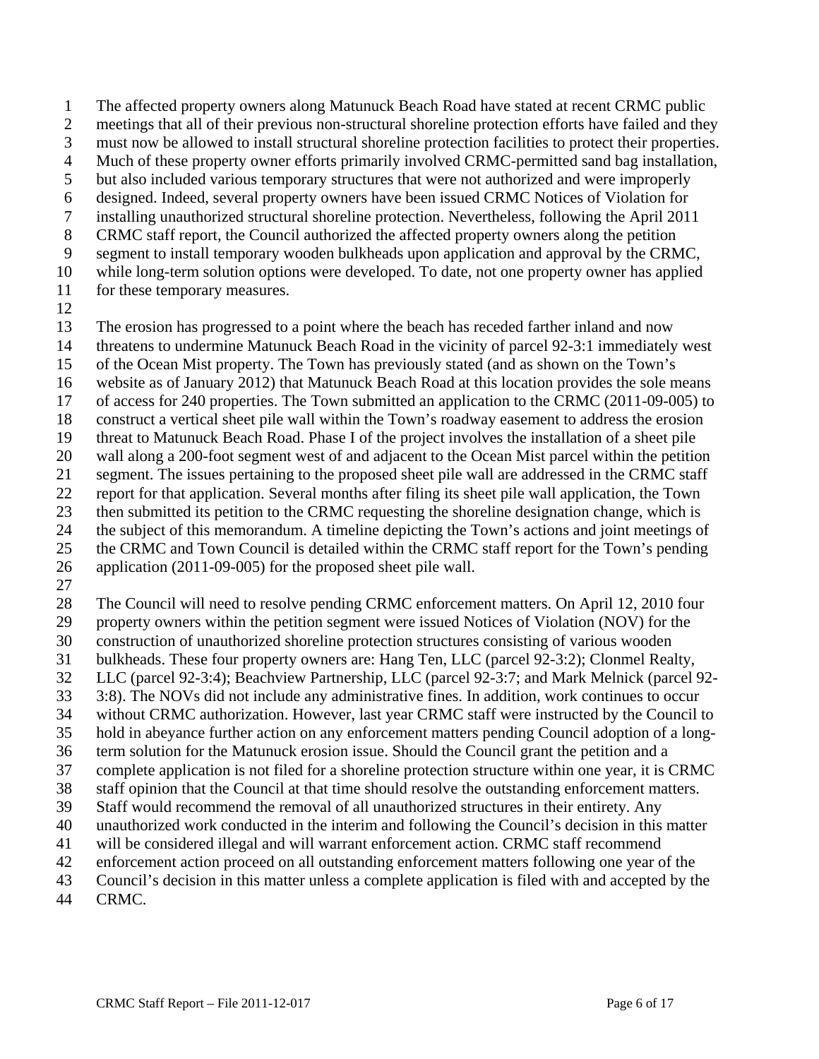The affected property owners along Matunuck Beach Road have stated at recent CRMC public meetings that all of their previous non-structural shoreline protection efforts have failed and they must now be allowed to install structural shoreline protection facilities to protect their properties. Much of these property owner efforts primarily involved CRMC-permitted sand bag installation, but also included various temporary structures that were not authorized and were improperly designed. Indeed, several property owners have been issued CRMC Notices of Violation for installing unauthorized structural shoreline protection. Nevertheless, following the April 2011 CRMC staff report, the Council authorized the affected property owners along the petition segment to install temporary wooden bulkheads upon application and approval by the CRMC, while long-term solution options were developed. To date, not one property owner has applied for these temporary measures.

The erosion has progressed to a point where the beach has receded farther inland and now threatens to undermine Matunuck Beach Road in the vicinity of parcel 92-3:1 immediately west of the Ocean Mist property. The Town has previously stated (and as shown on the Town's website as of January 2012) that Matunuck Beach Road at this location provides the sole means of access for 240 properties. The Town submitted an application to the CRMC (2011-09-005) to construct a vertical sheet pile wall within the Town's roadway easement to address the erosion threat to Matunuck Beach Road. Phase I of the project involves the installation of a sheet pile wall along a 200-foot segment west of and adjacent to the Ocean Mist parcel within the petition segment. The issues pertaining to the proposed sheet pile wall are addressed in the CRMC staff report for that application. Several months after filing its sheet pile wall application, the Town then submitted its petition to the CRMC requesting the shoreline designation change, which is the subject of this memorandum. A timeline depicting the Town's actions and joint meetings of the CRMC and Town Council is detailed within the CRMC staff report for the Town's pending application (2011-09-005) for the proposed sheet pile wall.

The Council will need to resolve pending CRMC enforcement matters. On April 12, 2010 four property owners within the petition segment were issued Notices of Violation (NOV) for the construction of unauthorized shoreline protection structures consisting of various wooden bulkheads. These four property owners are: Hang Ten, LLC (parcel 92-3:2); Clonmel Realty, LLC (parcel 92-3:4); Beachview Partnership, LLC (parcel 92-3:7; and Mark Melnick (parcel 92-3:8). The NOVs did not include any administrative fines. In addition, work continues to occur without CRMC authorization. However, last year CRMC staff were instructed by the Council to hold in abeyance further action on any enforcement matters pending Council adoption of a long-term solution for the Matunuck erosion issue. Should the Council grant the petition and a complete application is not filed for a shoreline protection structure within one year, it is CRMC staff opinion that the Council at that time should resolve the outstanding enforcement matters. Staff would recommend the removal of all unauthorized structures in their entirety. Any unauthorized work conducted in the interim and following the Council's decision in this matter will be considered illegal and will warrant enforcement action. CRMC staff recommend enforcement action proceed on all outstanding enforcement matters following one year of the Council's decision in this matter unless a complete application is filed with and accepted by the CRMC.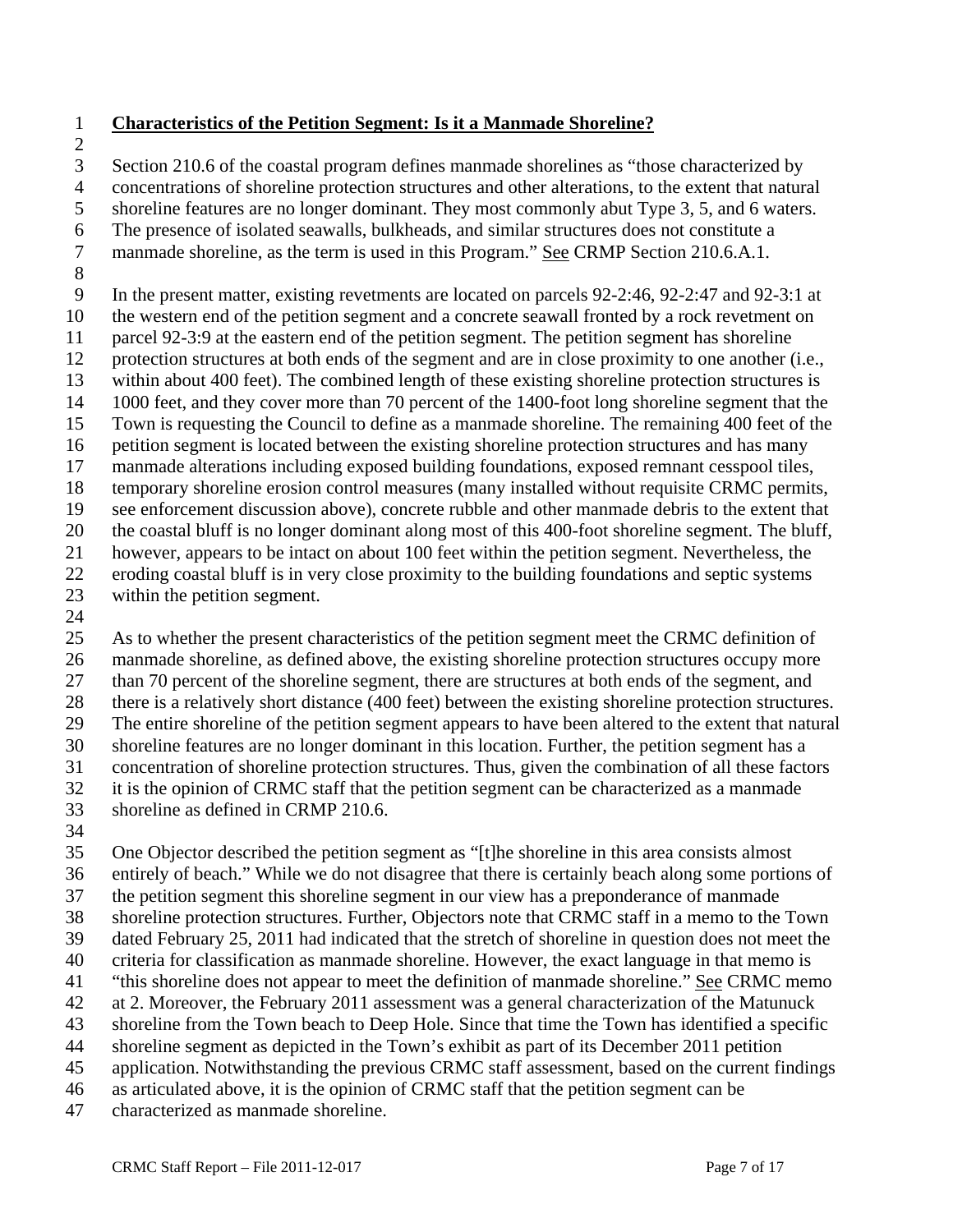**<u>Characteristics of the Petition Segment: Is it a Manmade Shoreline?</u>**

Section 210.6 of the coastal program defines manmade shorelines as "those characterized by concentrations of shoreline protection structures and other alterations, to the extent that natural shoreline features are no longer dominant. They most commonly abut Type 3, 5, and 6 waters. The presence of isolated seawalls, bulkheads, and similar structures does not constitute a manmade shoreline, as the term is used in this Program." <u>See</u> CRMP Section 210.6.A.1.

In the present matter, existing revetments are located on parcels 92-2:46, 92-2:47 and 92-3:1 at the western end of the petition segment and a concrete seawall fronted by a rock revetment on parcel 92-3:9 at the eastern end of the petition segment. The petition segment has shoreline protection structures at both ends of the segment and are in close proximity to one another (i.e., within about 400 feet). The combined length of these existing shoreline protection structures is 1000 feet, and they cover more than 70 percent of the 1400-foot long shoreline segment that the Town is requesting the Council to define as a manmade shoreline. The remaining 400 feet of the petition segment is located between the existing shoreline protection structures and has many manmade alterations including exposed building foundations, exposed remnant cesspool tiles, temporary shoreline erosion control measures (many installed without requisite CRMC permits, see enforcement discussion above), concrete rubble and other manmade debris to the extent that the coastal bluff is no longer dominant along most of this 400-foot shoreline segment. The bluff, however, appears to be intact on about 100 feet within the petition segment. Nevertheless, the eroding coastal bluff is in very close proximity to the building foundations and septic systems within the petition segment.

As to whether the present characteristics of the petition segment meet the CRMC definition of manmade shoreline, as defined above, the existing shoreline protection structures occupy more than 70 percent of the shoreline segment, there are structures at both ends of the segment, and there is a relatively short distance (400 feet) between the existing shoreline protection structures. The entire shoreline of the petition segment appears to have been altered to the extent that natural shoreline features are no longer dominant in this location. Further, the petition segment has a concentration of shoreline protection structures. Thus, given the combination of all these factors it is the opinion of CRMC staff that the petition segment can be characterized as a manmade shoreline as defined in CRMP 210.6.

One Objector described the petition segment as "[t]he shoreline in this area consists almost entirely of beach." While we do not disagree that there is certainly beach along some portions of the petition segment this shoreline segment in our view has a preponderance of manmade shoreline protection structures. Further, Objectors note that CRMC staff in a memo to the Town dated February 25, 2011 had indicated that the stretch of shoreline in question does not meet the criteria for classification as manmade shoreline. However, the exact language in that memo is "this shoreline does not appear to meet the definition of manmade shoreline." <u>See</u> CRMC memo at 2. Moreover, the February 2011 assessment was a general characterization of the Matunuck shoreline from the Town beach to Deep Hole. Since that time the Town has identified a specific shoreline segment as depicted in the Town's exhibit as part of its December 2011 petition application. Notwithstanding the previous CRMC staff assessment, based on the current findings as articulated above, it is the opinion of CRMC staff that the petition segment can be characterized as manmade shoreline.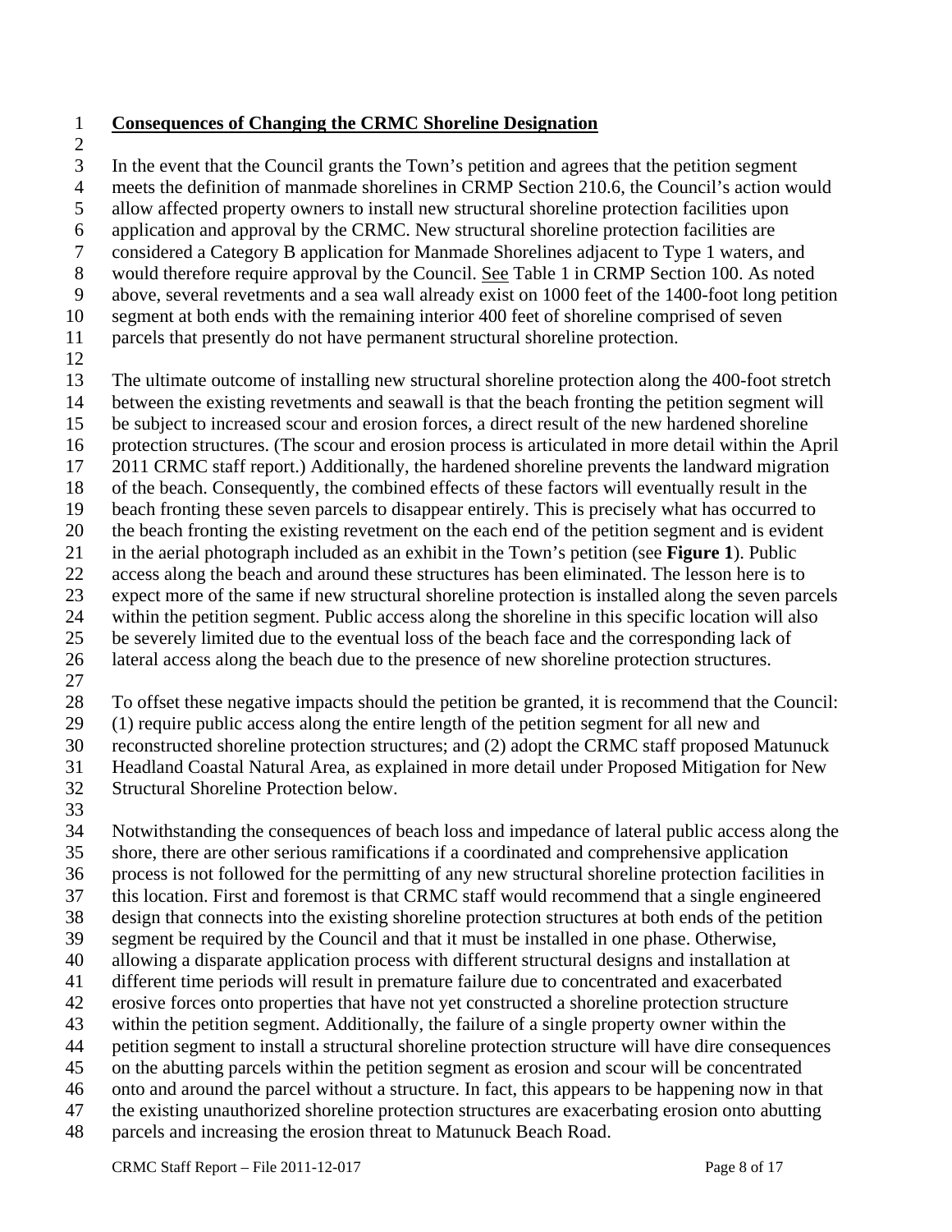**Consequences of Changing the CRMC Shoreline Designation**

In the event that the Council grants the Town's petition and agrees that the petition segment meets the definition of manmade shorelines in CRMP Section 210.6, the Council's action would allow affected property owners to install new structural shoreline protection facilities upon application and approval by the CRMC. New structural shoreline protection facilities are considered a Category B application for Manmade Shorelines adjacent to Type 1 waters, and would therefore require approval by the Council. See Table 1 in CRMP Section 100. As noted above, several revetments and a sea wall already exist on 1000 feet of the 1400-foot long petition segment at both ends with the remaining interior 400 feet of shoreline comprised of seven parcels that presently do not have permanent structural shoreline protection.

The ultimate outcome of installing new structural shoreline protection along the 400-foot stretch between the existing revetments and seawall is that the beach fronting the petition segment will be subject to increased scour and erosion forces, a direct result of the new hardened shoreline protection structures. (The scour and erosion process is articulated in more detail within the April 2011 CRMC staff report.) Additionally, the hardened shoreline prevents the landward migration of the beach. Consequently, the combined effects of these factors will eventually result in the beach fronting these seven parcels to disappear entirely. This is precisely what has occurred to the beach fronting the existing revetment on the each end of the petition segment and is evident in the aerial photograph included as an exhibit in the Town's petition (see **Figure 1**). Public access along the beach and around these structures has been eliminated. The lesson here is to expect more of the same if new structural shoreline protection is installed along the seven parcels within the petition segment. Public access along the shoreline in this specific location will also be severely limited due to the eventual loss of the beach face and the corresponding lack of lateral access along the beach due to the presence of new shoreline protection structures.

To offset these negative impacts should the petition be granted, it is recommend that the Council: (1) require public access along the entire length of the petition segment for all new and reconstructed shoreline protection structures; and (2) adopt the CRMC staff proposed Matunuck Headland Coastal Natural Area, as explained in more detail under Proposed Mitigation for New Structural Shoreline Protection below.

Notwithstanding the consequences of beach loss and impedance of lateral public access along the shore, there are other serious ramifications if a coordinated and comprehensive application process is not followed for the permitting of any new structural shoreline protection facilities in this location. First and foremost is that CRMC staff would recommend that a single engineered design that connects into the existing shoreline protection structures at both ends of the petition segment be required by the Council and that it must be installed in one phase. Otherwise, allowing a disparate application process with different structural designs and installation at different time periods will result in premature failure due to concentrated and exacerbated erosive forces onto properties that have not yet constructed a shoreline protection structure within the petition segment. Additionally, the failure of a single property owner within the petition segment to install a structural shoreline protection structure will have dire consequences on the abutting parcels within the petition segment as erosion and scour will be concentrated onto and around the parcel without a structure. In fact, this appears to be happening now in that the existing unauthorized shoreline protection structures are exacerbating erosion onto abutting parcels and increasing the erosion threat to Matunuck Beach Road.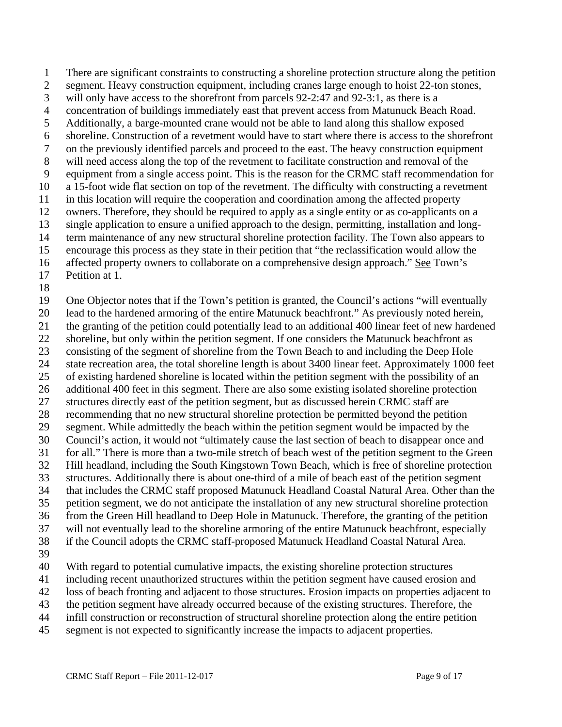There are significant constraints to constructing a shoreline protection structure along the petition segment. Heavy construction equipment, including cranes large enough to hoist 22-ton stones, will only have access to the shorefront from parcels 92-2:47 and 92-3:1, as there is a concentration of buildings immediately east that prevent access from Matunuck Beach Road. Additionally, a barge-mounted crane would not be able to land along this shallow exposed shoreline. Construction of a revetment would have to start where there is access to the shorefront on the previously identified parcels and proceed to the east. The heavy construction equipment will need access along the top of the revetment to facilitate construction and removal of the equipment from a single access point. This is the reason for the CRMC staff recommendation for a 15-foot wide flat section on top of the revetment. The difficulty with constructing a revetment in this location will require the cooperation and coordination among the affected property owners. Therefore, they should be required to apply as a single entity or as co-applicants on a single application to ensure a unified approach to the design, permitting, installation and long-term maintenance of any new structural shoreline protection facility. The Town also appears to encourage this process as they state in their petition that "the reclassification would allow the affected property owners to collaborate on a comprehensive design approach." See Town's Petition at 1.

One Objector notes that if the Town's petition is granted, the Council's actions "will eventually lead to the hardened armoring of the entire Matunuck beachfront." As previously noted herein, the granting of the petition could potentially lead to an additional 400 linear feet of new hardened shoreline, but only within the petition segment. If one considers the Matunuck beachfront as consisting of the segment of shoreline from the Town Beach to and including the Deep Hole state recreation area, the total shoreline length is about 3400 linear feet. Approximately 1000 feet of existing hardened shoreline is located within the petition segment with the possibility of an additional 400 feet in this segment. There are also some existing isolated shoreline protection structures directly east of the petition segment, but as discussed herein CRMC staff are recommending that no new structural shoreline protection be permitted beyond the petition segment. While admittedly the beach within the petition segment would be impacted by the Council's action, it would not "ultimately cause the last section of beach to disappear once and for all." There is more than a two-mile stretch of beach west of the petition segment to the Green Hill headland, including the South Kingstown Town Beach, which is free of shoreline protection structures. Additionally there is about one-third of a mile of beach east of the petition segment that includes the CRMC staff proposed Matunuck Headland Coastal Natural Area. Other than the petition segment, we do not anticipate the installation of any new structural shoreline protection from the Green Hill headland to Deep Hole in Matunuck. Therefore, the granting of the petition will not eventually lead to the shoreline armoring of the entire Matunuck beachfront, especially if the Council adopts the CRMC staff-proposed Matunuck Headland Coastal Natural Area.

With regard to potential cumulative impacts, the existing shoreline protection structures including recent unauthorized structures within the petition segment have caused erosion and loss of beach fronting and adjacent to those structures. Erosion impacts on properties adjacent to the petition segment have already occurred because of the existing structures. Therefore, the infill construction or reconstruction of structural shoreline protection along the entire petition segment is not expected to significantly increase the impacts to adjacent properties.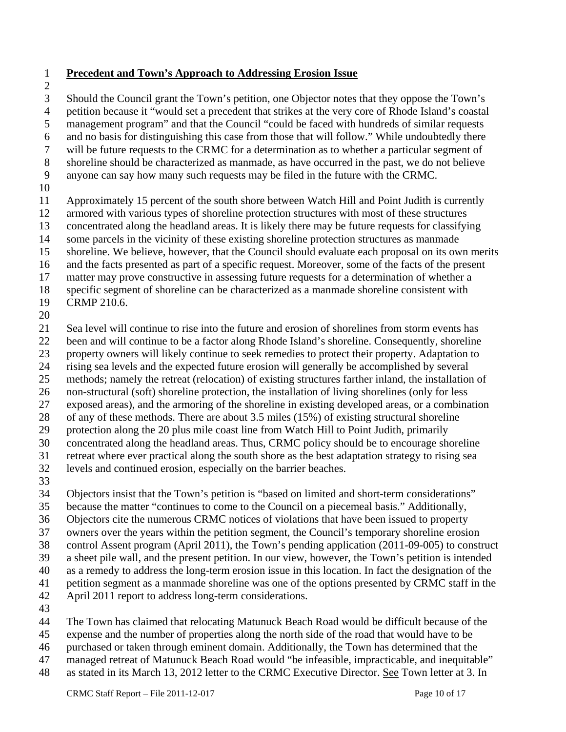**Precedent and Town's Approach to Addressing Erosion Issue**

Should the Council grant the Town's petition, one Objector notes that they oppose the Town's petition because it "would set a precedent that strikes at the very core of Rhode Island's coastal management program" and that the Council "could be faced with hundreds of similar requests and no basis for distinguishing this case from those that will follow." While undoubtedly there will be future requests to the CRMC for a determination as to whether a particular segment of shoreline should be characterized as manmade, as have occurred in the past, we do not believe anyone can say how many such requests may be filed in the future with the CRMC.

Approximately 15 percent of the south shore between Watch Hill and Point Judith is currently armored with various types of shoreline protection structures with most of these structures concentrated along the headland areas. It is likely there may be future requests for classifying some parcels in the vicinity of these existing shoreline protection structures as manmade shoreline. We believe, however, that the Council should evaluate each proposal on its own merits and the facts presented as part of a specific request. Moreover, some of the facts of the present matter may prove constructive in assessing future requests for a determination of whether a specific segment of shoreline can be characterized as a manmade shoreline consistent with CRMP 210.6.

Sea level will continue to rise into the future and erosion of shorelines from storm events has been and will continue to be a factor along Rhode Island's shoreline. Consequently, shoreline property owners will likely continue to seek remedies to protect their property. Adaptation to rising sea levels and the expected future erosion will generally be accomplished by several methods; namely the retreat (relocation) of existing structures farther inland, the installation of non-structural (soft) shoreline protection, the installation of living shorelines (only for less exposed areas), and the armoring of the shoreline in existing developed areas, or a combination of any of these methods. There are about 3.5 miles (15%) of existing structural shoreline protection along the 20 plus mile coast line from Watch Hill to Point Judith, primarily concentrated along the headland areas. Thus, CRMC policy should be to encourage shoreline retreat where ever practical along the south shore as the best adaptation strategy to rising sea levels and continued erosion, especially on the barrier beaches.

Objectors insist that the Town's petition is "based on limited and short-term considerations" because the matter "continues to come to the Council on a piecemeal basis." Additionally, Objectors cite the numerous CRMC notices of violations that have been issued to property owners over the years within the petition segment, the Council's temporary shoreline erosion control Assent program (April 2011), the Town's pending application (2011-09-005) to construct a sheet pile wall, and the present petition. In our view, however, the Town's petition is intended as a remedy to address the long-term erosion issue in this location. In fact the designation of the petition segment as a manmade shoreline was one of the options presented by CRMC staff in the April 2011 report to address long-term considerations.

The Town has claimed that relocating Matunuck Beach Road would be difficult because of the expense and the number of properties along the north side of the road that would have to be purchased or taken through eminent domain. Additionally, the Town has determined that the managed retreat of Matunuck Beach Road would "be infeasible, impracticable, and inequitable" as stated in its March 13, 2012 letter to the CRMC Executive Director. See Town letter at 3. In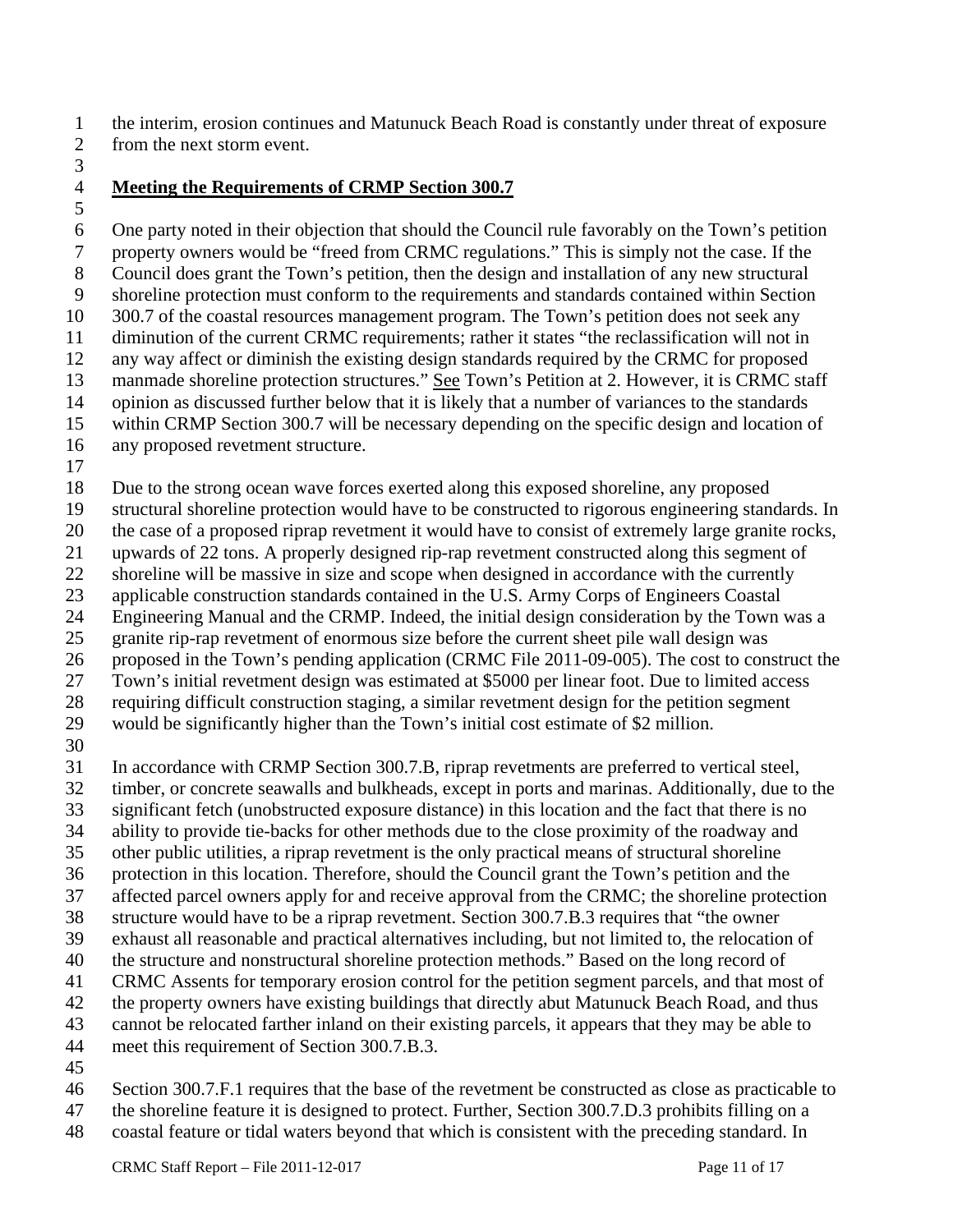the interim, erosion continues and Matunuck Beach Road is constantly under threat of exposure from the next storm event.

**Meeting the Requirements of CRMP Section 300.7**

One party noted in their objection that should the Council rule favorably on the Town's petition property owners would be "freed from CRMC regulations." This is simply not the case. If the Council does grant the Town's petition, then the design and installation of any new structural shoreline protection must conform to the requirements and standards contained within Section 300.7 of the coastal resources management program. The Town's petition does not seek any diminution of the current CRMC requirements; rather it states "the reclassification will not in any way affect or diminish the existing design standards required by the CRMC for proposed manmade shoreline protection structures." See Town's Petition at 2. However, it is CRMC staff opinion as discussed further below that it is likely that a number of variances to the standards within CRMP Section 300.7 will be necessary depending on the specific design and location of any proposed revetment structure.

Due to the strong ocean wave forces exerted along this exposed shoreline, any proposed structural shoreline protection would have to be constructed to rigorous engineering standards. In the case of a proposed riprap revetment it would have to consist of extremely large granite rocks, upwards of 22 tons. A properly designed rip-rap revetment constructed along this segment of shoreline will be massive in size and scope when designed in accordance with the currently applicable construction standards contained in the U.S. Army Corps of Engineers Coastal Engineering Manual and the CRMP. Indeed, the initial design consideration by the Town was a granite rip-rap revetment of enormous size before the current sheet pile wall design was proposed in the Town's pending application (CRMC File 2011-09-005). The cost to construct the Town's initial revetment design was estimated at $5000 per linear foot. Due to limited access requiring difficult construction staging, a similar revetment design for the petition segment would be significantly higher than the Town's initial cost estimate of $2 million.

In accordance with CRMP Section 300.7.B, riprap revetments are preferred to vertical steel, timber, or concrete seawalls and bulkheads, except in ports and marinas. Additionally, due to the significant fetch (unobstructed exposure distance) in this location and the fact that there is no ability to provide tie-backs for other methods due to the close proximity of the roadway and other public utilities, a riprap revetment is the only practical means of structural shoreline protection in this location. Therefore, should the Council grant the Town's petition and the affected parcel owners apply for and receive approval from the CRMC; the shoreline protection structure would have to be a riprap revetment. Section 300.7.B.3 requires that "the owner exhaust all reasonable and practical alternatives including, but not limited to, the relocation of the structure and nonstructural shoreline protection methods." Based on the long record of CRMC Assents for temporary erosion control for the petition segment parcels, and that most of the property owners have existing buildings that directly abut Matunuck Beach Road, and thus cannot be relocated farther inland on their existing parcels, it appears that they may be able to meet this requirement of Section 300.7.B.3.

Section 300.7.F.1 requires that the base of the revetment be constructed as close as practicable to the shoreline feature it is designed to protect. Further, Section 300.7.D.3 prohibits filling on a coastal feature or tidal waters beyond that which is consistent with the preceding standard. In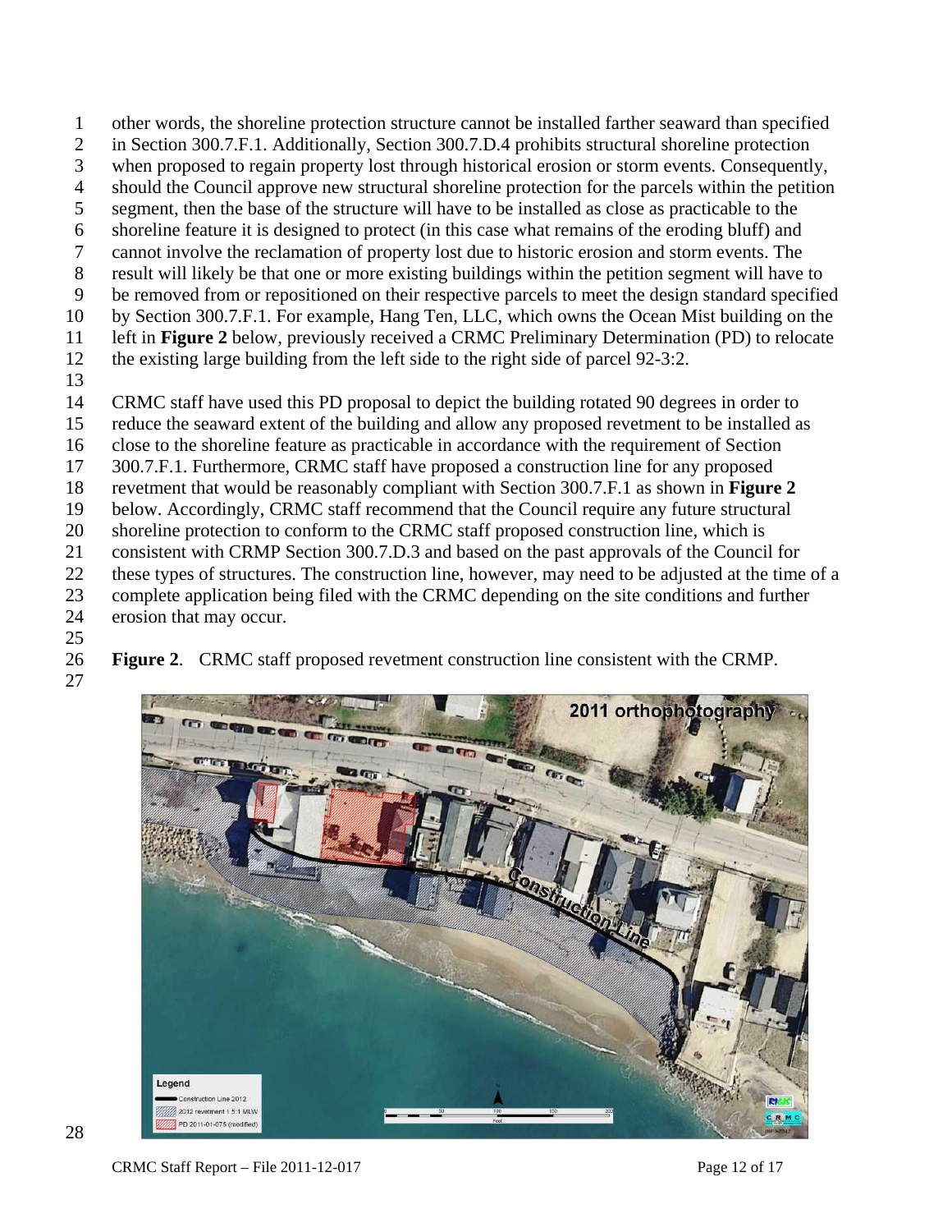other words, the shoreline protection structure cannot be installed farther seaward than specified in Section 300.7.F.1. Additionally, Section 300.7.D.4 prohibits structural shoreline protection when proposed to regain property lost through historical erosion or storm events. Consequently, should the Council approve new structural shoreline protection for the parcels within the petition segment, then the base of the structure will have to be installed as close as practicable to the shoreline feature it is designed to protect (in this case what remains of the eroding bluff) and cannot involve the reclamation of property lost due to historic erosion and storm events. The result will likely be that one or more existing buildings within the petition segment will have to be removed from or repositioned on their respective parcels to meet the design standard specified by Section 300.7.F.1. For example, Hang Ten, LLC, which owns the Ocean Mist building on the left in **Figure 2** below, previously received a CRMC Preliminary Determination (PD) to relocate the existing large building from the left side to the right side of parcel 92-3:2.

CRMC staff have used this PD proposal to depict the building rotated 90 degrees in order to reduce the seaward extent of the building and allow any proposed revetment to be installed as close to the shoreline feature as practicable in accordance with the requirement of Section 300.7.F.1. Furthermore, CRMC staff have proposed a construction line for any proposed revetment that would be reasonably compliant with Section 300.7.F.1 as shown in **Figure 2** below. Accordingly, CRMC staff recommend that the Council require any future structural shoreline protection to conform to the CRMC staff proposed construction line, which is consistent with CRMP Section 300.7.D.3 and based on the past approvals of the Council for these types of structures. The construction line, however, may need to be adjusted at the time of a complete application being filed with the CRMC depending on the site conditions and further erosion that may occur.

**Figure 2**. CRMC staff proposed revetment construction line consistent with the CRMP.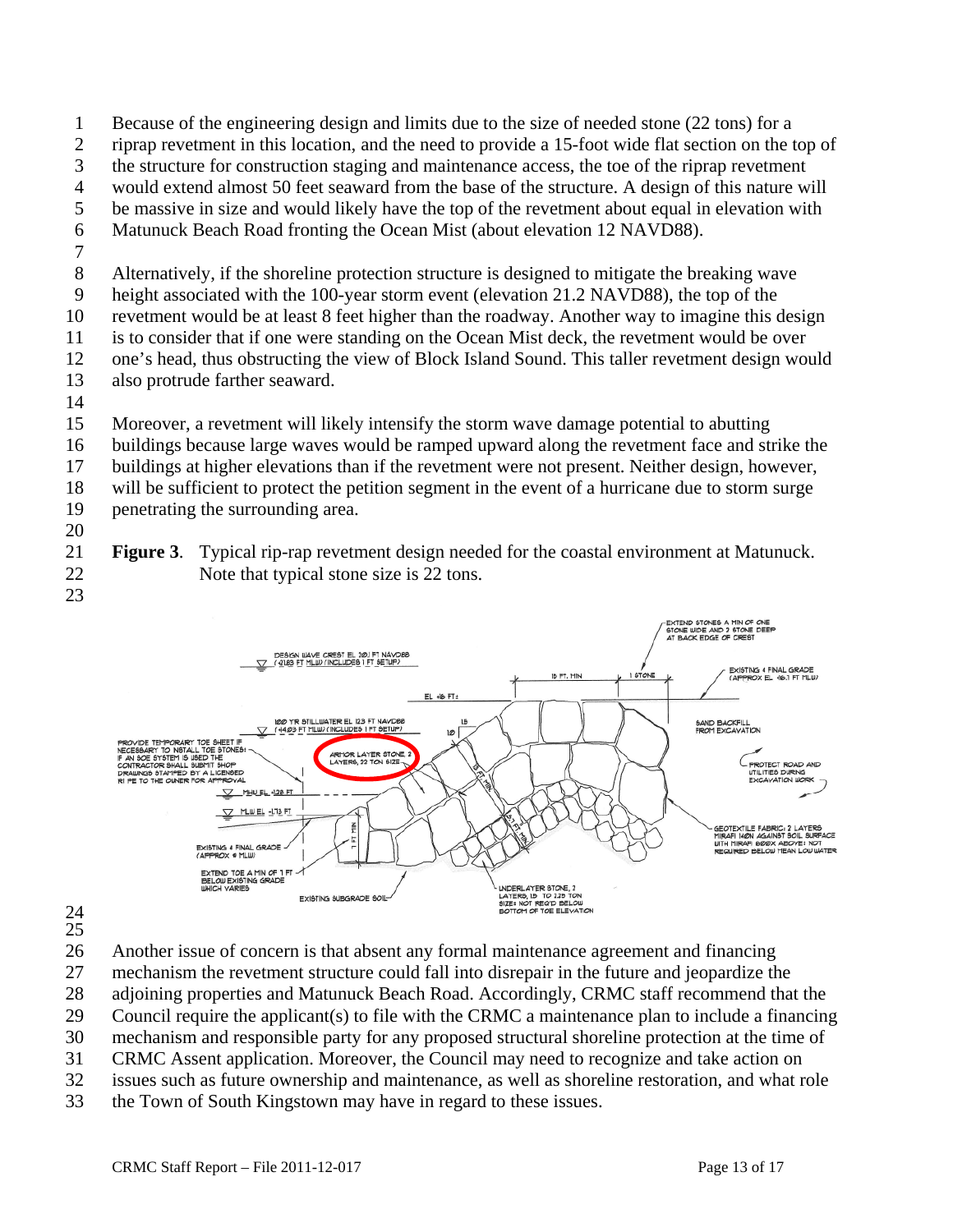Because of the engineering design and limits due to the size of needed stone (22 tons) for a riprap revetment in this location, and the need to provide a 15-foot wide flat section on the top of the structure for construction staging and maintenance access, the toe of the riprap revetment would extend almost 50 feet seaward from the base of the structure. A design of this nature will be massive in size and would likely have the top of the revetment about equal in elevation with Matunuck Beach Road fronting the Ocean Mist (about elevation 12 NAVD88).

Alternatively, if the shoreline protection structure is designed to mitigate the breaking wave height associated with the 100-year storm event (elevation 21.2 NAVD88), the top of the revetment would be at least 8 feet higher than the roadway. Another way to imagine this design is to consider that if one were standing on the Ocean Mist deck, the revetment would be over one's head, thus obstructing the view of Block Island Sound. This taller revetment design would also protrude farther seaward.

Moreover, a revetment will likely intensify the storm wave damage potential to abutting buildings because large waves would be ramped upward along the revetment face and strike the buildings at higher elevations than if the revetment were not present. Neither design, however, will be sufficient to protect the petition segment in the event of a hurricane due to storm surge penetrating the surrounding area.

**Figure 3**. Typical rip-rap revetment design needed for the coastal environment at Matunuck. Note that typical stone size is 22 tons.

Another issue of concern is that absent any formal maintenance agreement and financing mechanism the revetment structure could fall into disrepair in the future and jeopardize the adjoining properties and Matunuck Beach Road. Accordingly, CRMC staff recommend that the Council require the applicant(s) to file with the CRMC a maintenance plan to include a financing mechanism and responsible party for any proposed structural shoreline protection at the time of CRMC Assent application. Moreover, the Council may need to recognize and take action on issues such as future ownership and maintenance, as well as shoreline restoration, and what role the Town of South Kingstown may have in regard to these issues.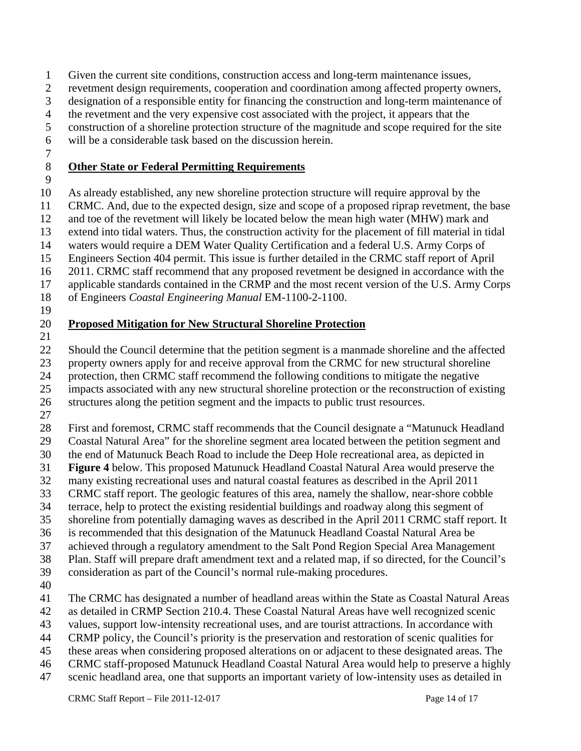Given the current site conditions, construction access and long-term maintenance issues, revetment design requirements, cooperation and coordination among affected property owners, designation of a responsible entity for financing the construction and long-term maintenance of the revetment and the very expensive cost associated with the project, it appears that the construction of a shoreline protection structure of the magnitude and scope required for the site will be a considerable task based on the discussion herein.

**Other State or Federal Permitting Requirements**

As already established, any new shoreline protection structure will require approval by the CRMC. And, due to the expected design, size and scope of a proposed riprap revetment, the base and toe of the revetment will likely be located below the mean high water (MHW) mark and extend into tidal waters. Thus, the construction activity for the placement of fill material in tidal waters would require a DEM Water Quality Certification and a federal U.S. Army Corps of Engineers Section 404 permit. This issue is further detailed in the CRMC staff report of April 2011. CRMC staff recommend that any proposed revetment be designed in accordance with the applicable standards contained in the CRMP and the most recent version of the U.S. Army Corps of Engineers *Coastal Engineering Manual* EM-1100-2-1100.

**Proposed Mitigation for New Structural Shoreline Protection**

Should the Council determine that the petition segment is a manmade shoreline and the affected property owners apply for and receive approval from the CRMC for new structural shoreline protection, then CRMC staff recommend the following conditions to mitigate the negative impacts associated with any new structural shoreline protection or the reconstruction of existing structures along the petition segment and the impacts to public trust resources.

First and foremost, CRMC staff recommends that the Council designate a "Matunuck Headland Coastal Natural Area" for the shoreline segment area located between the petition segment and the end of Matunuck Beach Road to include the Deep Hole recreational area, as depicted in **Figure 4** below. This proposed Matunuck Headland Coastal Natural Area would preserve the many existing recreational uses and natural coastal features as described in the April 2011 CRMC staff report. The geologic features of this area, namely the shallow, near-shore cobble terrace, help to protect the existing residential buildings and roadway along this segment of shoreline from potentially damaging waves as described in the April 2011 CRMC staff report. It is recommended that this designation of the Matunuck Headland Coastal Natural Area be achieved through a regulatory amendment to the Salt Pond Region Special Area Management Plan. Staff will prepare draft amendment text and a related map, if so directed, for the Council's consideration as part of the Council's normal rule-making procedures.

The CRMC has designated a number of headland areas within the State as Coastal Natural Areas as detailed in CRMP Section 210.4. These Coastal Natural Areas have well recognized scenic values, support low-intensity recreational uses, and are tourist attractions. In accordance with CRMP policy, the Council's priority is the preservation and restoration of scenic qualities for these areas when considering proposed alterations on or adjacent to these designated areas. The CRMC staff-proposed Matunuck Headland Coastal Natural Area would help to preserve a highly scenic headland area, one that supports an important variety of low-intensity uses as detailed in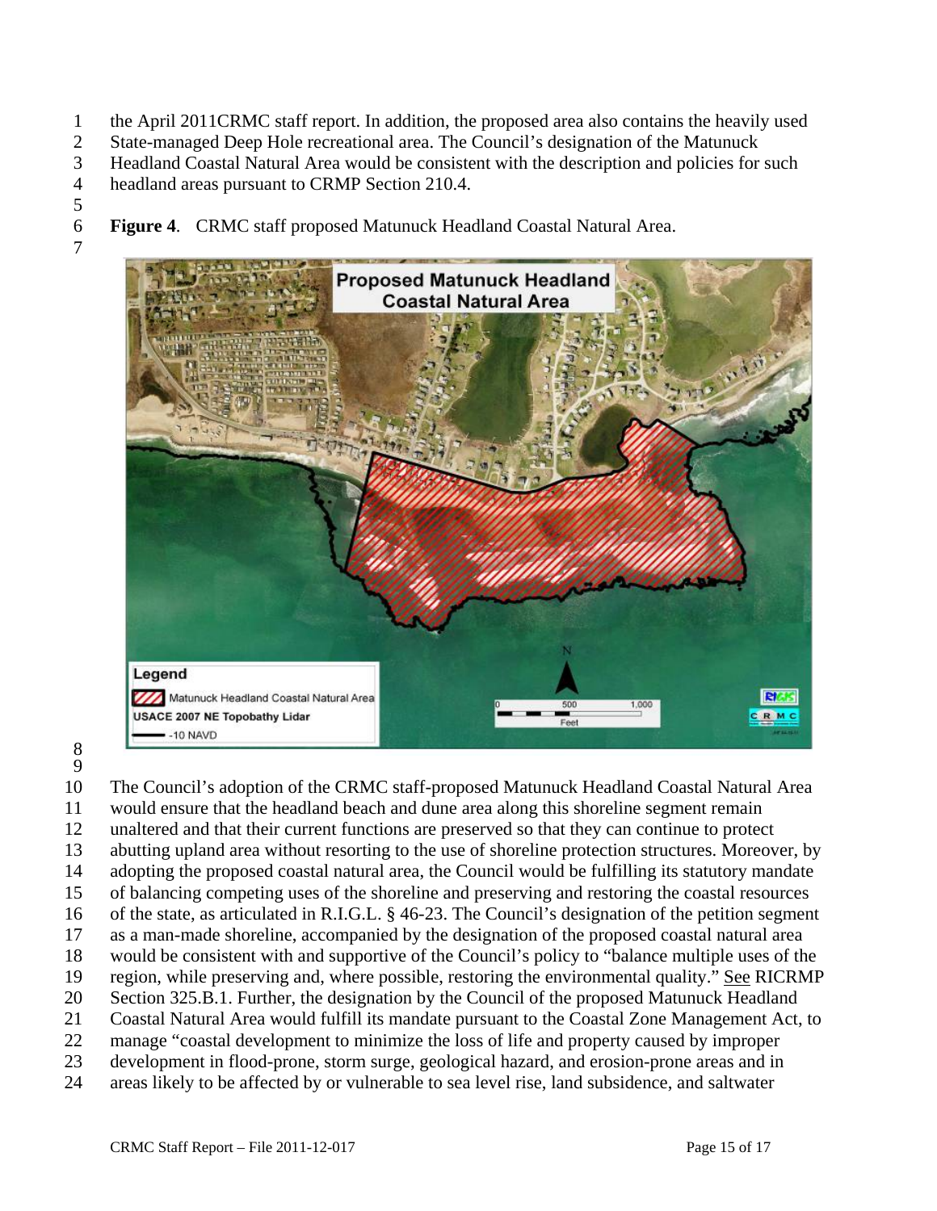the April 2011CRMC staff report. In addition, the proposed area also contains the heavily used State-managed Deep Hole recreational area. The Council's designation of the Matunuck Headland Coastal Natural Area would be consistent with the description and policies for such headland areas pursuant to CRMP Section 210.4.

**Figure 4**. CRMC staff proposed Matunuck Headland Coastal Natural Area.

The Council's adoption of the CRMC staff-proposed Matunuck Headland Coastal Natural Area would ensure that the headland beach and dune area along this shoreline segment remain unaltered and that their current functions are preserved so that they can continue to protect abutting upland area without resorting to the use of shoreline protection structures. Moreover, by adopting the proposed coastal natural area, the Council would be fulfilling its statutory mandate of balancing competing uses of the shoreline and preserving and restoring the coastal resources of the state, as articulated in R.I.G.L. § 46-23. The Council's designation of the petition segment as a man-made shoreline, accompanied by the designation of the proposed coastal natural area would be consistent with and supportive of the Council's policy to "balance multiple uses of the region, while preserving and, where possible, restoring the environmental quality." See RICRMP Section 325.B.1. Further, the designation by the Council of the proposed Matunuck Headland Coastal Natural Area would fulfill its mandate pursuant to the Coastal Zone Management Act, to manage "coastal development to minimize the loss of life and property caused by improper development in flood-prone, storm surge, geological hazard, and erosion-prone areas and in areas likely to be affected by or vulnerable to sea level rise, land subsidence, and saltwater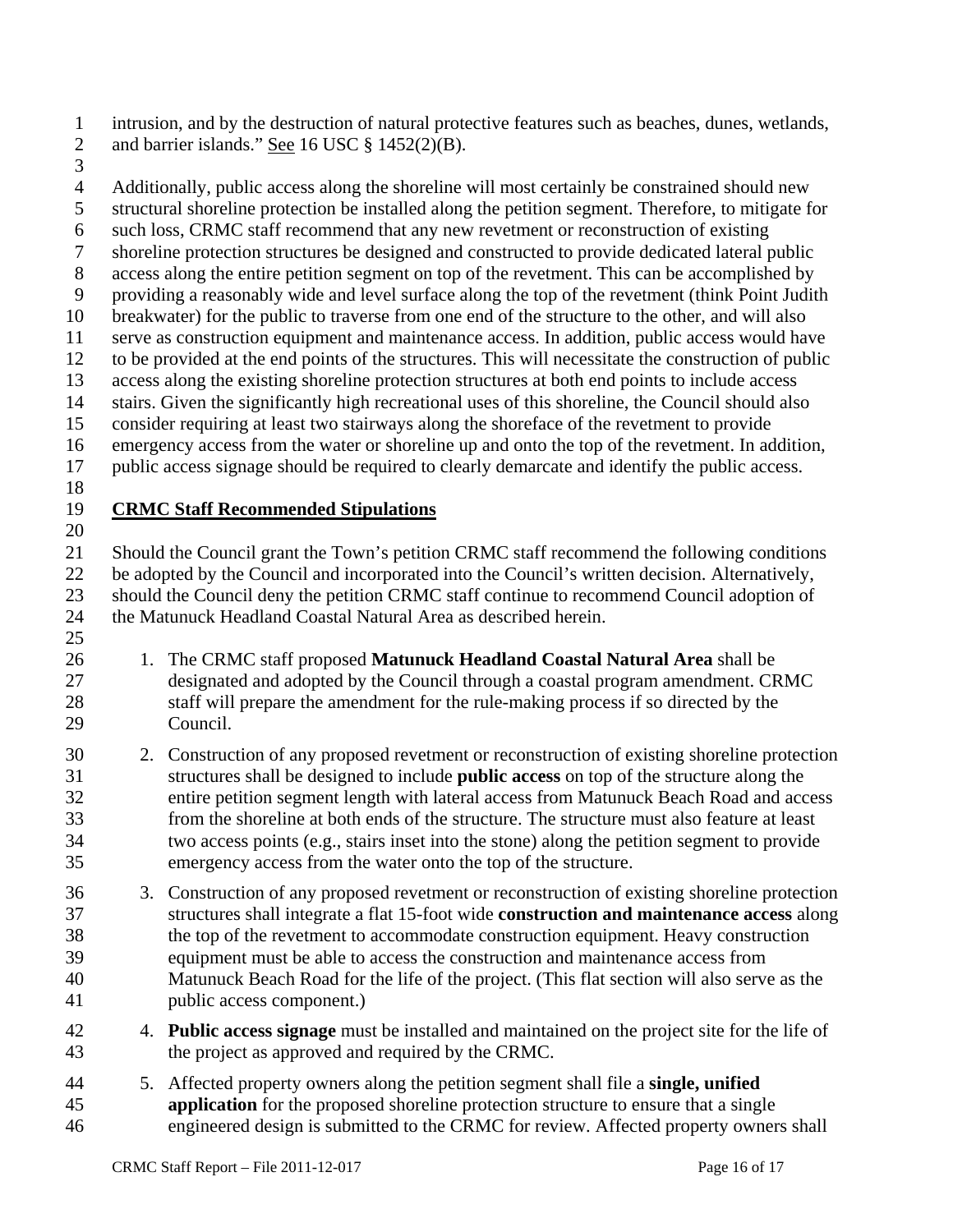intrusion, and by the destruction of natural protective features such as beaches, dunes, wetlands, and barrier islands." See 16 USC § 1452(2)(B).

Additionally, public access along the shoreline will most certainly be constrained should new structural shoreline protection be installed along the petition segment. Therefore, to mitigate for such loss, CRMC staff recommend that any new revetment or reconstruction of existing shoreline protection structures be designed and constructed to provide dedicated lateral public access along the entire petition segment on top of the revetment. This can be accomplished by providing a reasonably wide and level surface along the top of the revetment (think Point Judith breakwater) for the public to traverse from one end of the structure to the other, and will also serve as construction equipment and maintenance access. In addition, public access would have to be provided at the end points of the structures. This will necessitate the construction of public access along the existing shoreline protection structures at both end points to include access stairs. Given the significantly high recreational uses of this shoreline, the Council should also consider requiring at least two stairways along the shoreface of the revetment to provide emergency access from the water or shoreline up and onto the top of the revetment. In addition, public access signage should be required to clearly demarcate and identify the public access.

## CRMC Staff Recommended Stipulations

Should the Council grant the Town's petition CRMC staff recommend the following conditions be adopted by the Council and incorporated into the Council's written decision. Alternatively, should the Council deny the petition CRMC staff continue to recommend Council adoption of the Matunuck Headland Coastal Natural Area as described herein.

1. The CRMC staff proposed **Matunuck Headland Coastal Natural Area** shall be designated and adopted by the Council through a coastal program amendment. CRMC staff will prepare the amendment for the rule-making process if so directed by the Council.
2. Construction of any proposed revetment or reconstruction of existing shoreline protection structures shall be designed to include **public access** on top of the structure along the entire petition segment length with lateral access from Matunuck Beach Road and access from the shoreline at both ends of the structure. The structure must also feature at least two access points (e.g., stairs inset into the stone) along the petition segment to provide emergency access from the water onto the top of the structure.
3. Construction of any proposed revetment or reconstruction of existing shoreline protection structures shall integrate a flat 15-foot wide **construction and maintenance access** along the top of the revetment to accommodate construction equipment. Heavy construction equipment must be able to access the construction and maintenance access from Matunuck Beach Road for the life of the project. (This flat section will also serve as the public access component.)
4. **Public access signage** must be installed and maintained on the project site for the life of the project as approved and required by the CRMC.
5. Affected property owners along the petition segment shall file a **single, unified application** for the proposed shoreline protection structure to ensure that a single engineered design is submitted to the CRMC for review. Affected property owners shall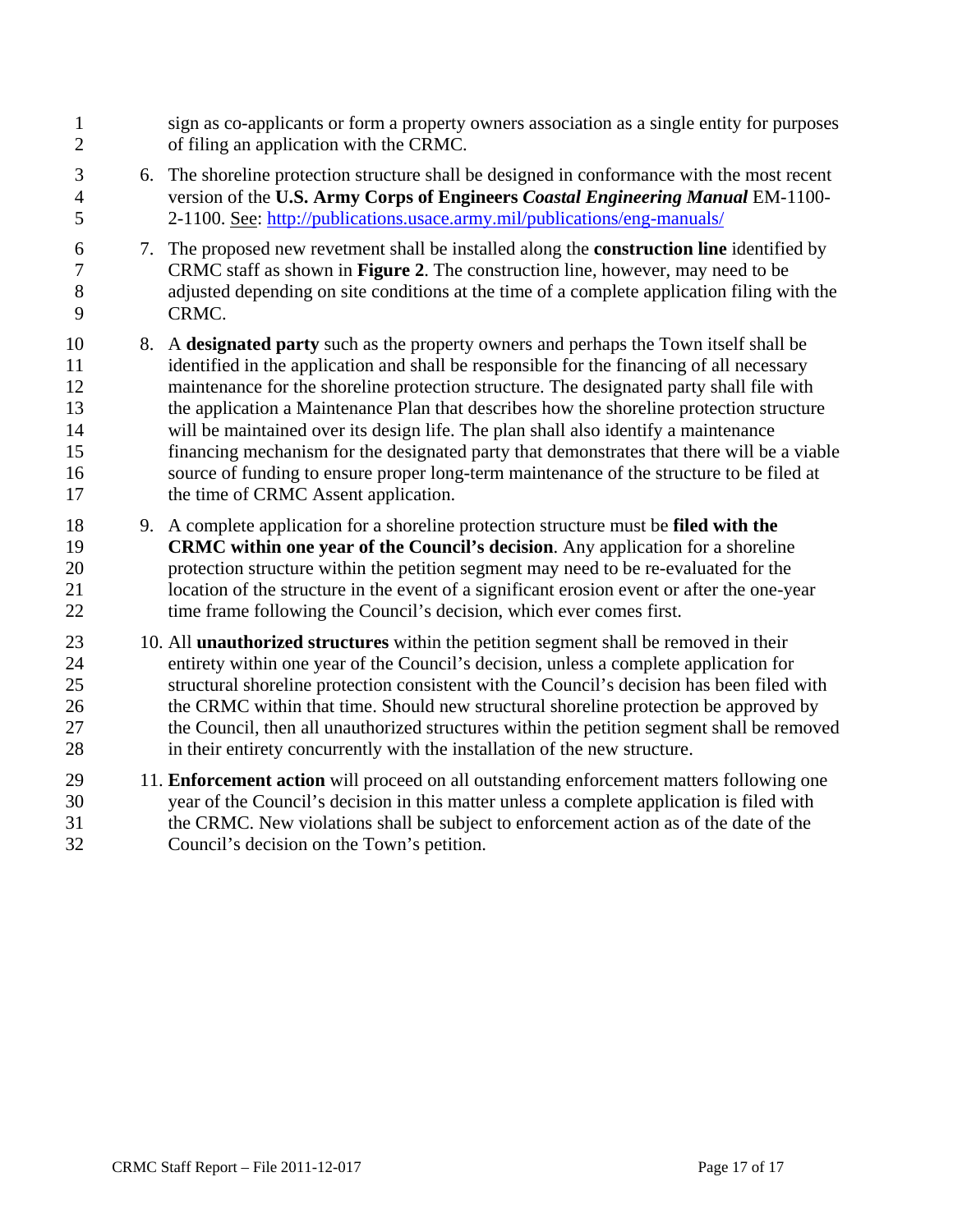sign as co-applicants or form a property owners association as a single entity for purposes of filing an application with the CRMC.

6. The shoreline protection structure shall be designed in conformance with the most recent version of the **U.S. Army Corps of Engineers** ***Coastal Engineering Manual*** EM-1100-2-1100. See: http://publications.usace.army.mil/publications/eng-manuals/

7. The proposed new revetment shall be installed along the **construction line** identified by CRMC staff as shown in **Figure 2**. The construction line, however, may need to be adjusted depending on site conditions at the time of a complete application filing with the CRMC.

8. A **designated party** such as the property owners and perhaps the Town itself shall be identified in the application and shall be responsible for the financing of all necessary maintenance for the shoreline protection structure. The designated party shall file with the application a Maintenance Plan that describes how the shoreline protection structure will be maintained over its design life. The plan shall also identify a maintenance financing mechanism for the designated party that demonstrates that there will be a viable source of funding to ensure proper long-term maintenance of the structure to be filed at the time of CRMC Assent application.

9. A complete application for a shoreline protection structure must be **filed with the CRMC within one year of the Council's decision**. Any application for a shoreline protection structure within the petition segment may need to be re-evaluated for the location of the structure in the event of a significant erosion event or after the one-year time frame following the Council's decision, which ever comes first.

10. All **unauthorized structures** within the petition segment shall be removed in their entirety within one year of the Council's decision, unless a complete application for structural shoreline protection consistent with the Council's decision has been filed with the CRMC within that time. Should new structural shoreline protection be approved by the Council, then all unauthorized structures within the petition segment shall be removed in their entirety concurrently with the installation of the new structure.

11. **Enforcement action** will proceed on all outstanding enforcement matters following one year of the Council's decision in this matter unless a complete application is filed with the CRMC. New violations shall be subject to enforcement action as of the date of the Council's decision on the Town's petition.